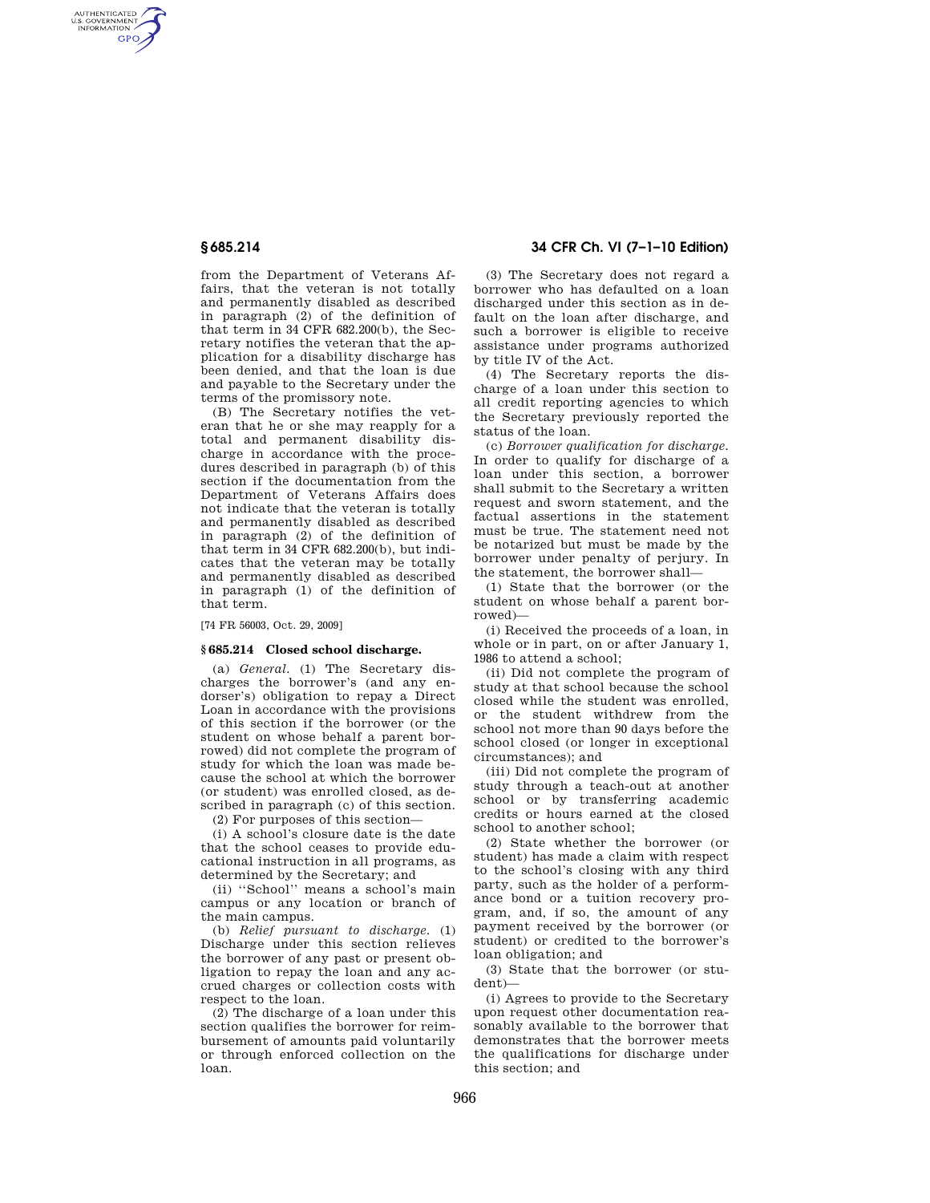from the Department of Veterans Affairs, that the veteran is not totally and permanently disabled as described in paragraph (2) of the definition of that term in 34 CFR 682.200(b), the Secretary notifies the veteran that the application for a disability discharge has been denied, and that the loan is due and payable to the Secretary under the terms of the promissory note.

(B) The Secretary notifies the veteran that he or she may reapply for a total and permanent disability discharge in accordance with the procedures described in paragraph (b) of this section if the documentation from the Department of Veterans Affairs does not indicate that the veteran is totally and permanently disabled as described in paragraph (2) of the definition of that term in 34 CFR 682.200(b), but indicates that the veteran may be totally and permanently disabled as described in paragraph (1) of the definition of that term.

[74 FR 56003, Oct. 29, 2009]

### § 685.214 Closed school discharge.

(a) *General.* (1) The Secretary discharges the borrower's (and any endorser's) obligation to repay a Direct Loan in accordance with the provisions of this section if the borrower (or the student on whose behalf a parent borrowed) did not complete the program of study for which the loan was made because the school at which the borrower (or student) was enrolled closed, as described in paragraph (c) of this section.

(2) For purposes of this section—

(i) A school's closure date is the date that the school ceases to provide educational instruction in all programs, as determined by the Secretary; and

(ii) "School" means a school's main campus or any location or branch of the main campus.

(b) *Relief pursuant to discharge.* (1) Discharge under this section relieves the borrower of any past or present obligation to repay the loan and any accrued charges or collection costs with respect to the loan.

(2) The discharge of a loan under this section qualifies the borrower for reimbursement of amounts paid voluntarily or through enforced collection on the loan.

(3) The Secretary does not regard a borrower who has defaulted on a loan discharged under this section as in default on the loan after discharge, and such a borrower is eligible to receive assistance under programs authorized by title IV of the Act.

(4) The Secretary reports the discharge of a loan under this section to all credit reporting agencies to which the Secretary previously reported the status of the loan.

(c) *Borrower qualification for discharge.* In order to qualify for discharge of a loan under this section, a borrower shall submit to the Secretary a written request and sworn statement, and the factual assertions in the statement must be true. The statement need not be notarized but must be made by the borrower under penalty of perjury. In the statement, the borrower shall—

(1) State that the borrower (or the student on whose behalf a parent borrowed)—

(i) Received the proceeds of a loan, in whole or in part, on or after January 1, 1986 to attend a school;

(ii) Did not complete the program of study at that school because the school closed while the student was enrolled, or the student withdrew from the school not more than 90 days before the school closed (or longer in exceptional circumstances); and

(iii) Did not complete the program of study through a teach-out at another school or by transferring academic credits or hours earned at the closed school to another school;

(2) State whether the borrower (or student) has made a claim with respect to the school's closing with any third party, such as the holder of a performance bond or a tuition recovery program, and, if so, the amount of any payment received by the borrower (or student) or credited to the borrower's loan obligation; and

(3) State that the borrower (or student)—

(i) Agrees to provide to the Secretary upon request other documentation reasonably available to the borrower that demonstrates that the borrower meets the qualifications for discharge under this section; and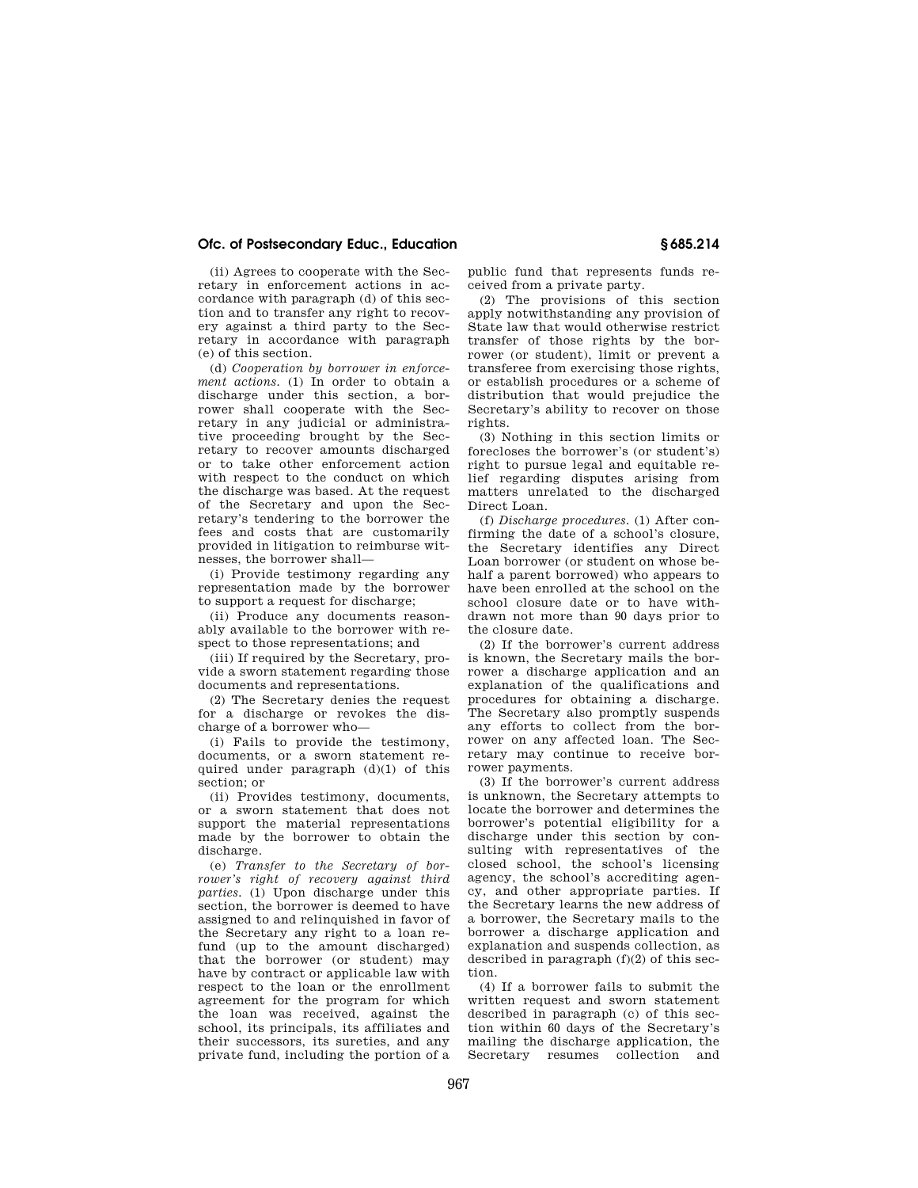(ii) Agrees to cooperate with the Secretary in enforcement actions in accordance with paragraph (d) of this section and to transfer any right to recovery against a third party to the Secretary in accordance with paragraph (e) of this section.

(d) *Cooperation by borrower in enforcement actions.* (1) In order to obtain a discharge under this section, a borrower shall cooperate with the Secretary in any judicial or administrative proceeding brought by the Secretary to recover amounts discharged or to take other enforcement action with respect to the conduct on which the discharge was based. At the request of the Secretary and upon the Secretary's tendering to the borrower the fees and costs that are customarily provided in litigation to reimburse witnesses, the borrower shall—

(i) Provide testimony regarding any representation made by the borrower to support a request for discharge;

(ii) Produce any documents reasonably available to the borrower with respect to those representations; and

(iii) If required by the Secretary, provide a sworn statement regarding those documents and representations.

(2) The Secretary denies the request for a discharge or revokes the discharge of a borrower who—

(i) Fails to provide the testimony, documents, or a sworn statement required under paragraph (d)(1) of this section; or

(ii) Provides testimony, documents, or a sworn statement that does not support the material representations made by the borrower to obtain the discharge.

(e) *Transfer to the Secretary of borrower's right of recovery against third parties.* (1) Upon discharge under this section, the borrower is deemed to have assigned to and relinquished in favor of the Secretary any right to a loan refund (up to the amount discharged) that the borrower (or student) may have by contract or applicable law with respect to the loan or the enrollment agreement for the program for which the loan was received, against the school, its principals, its affiliates and their successors, its sureties, and any private fund, including the portion of a public fund that represents funds received from a private party.

(2) The provisions of this section apply notwithstanding any provision of State law that would otherwise restrict transfer of those rights by the borrower (or student), limit or prevent a transferee from exercising those rights, or establish procedures or a scheme of distribution that would prejudice the Secretary's ability to recover on those rights.

(3) Nothing in this section limits or forecloses the borrower's (or student's) right to pursue legal and equitable relief regarding disputes arising from matters unrelated to the discharged Direct Loan.

(f) *Discharge procedures.* (1) After confirming the date of a school's closure, the Secretary identifies any Direct Loan borrower (or student on whose behalf a parent borrowed) who appears to have been enrolled at the school on the school closure date or to have withdrawn not more than 90 days prior to the closure date.

(2) If the borrower's current address is known, the Secretary mails the borrower a discharge application and an explanation of the qualifications and procedures for obtaining a discharge. The Secretary also promptly suspends any efforts to collect from the borrower on any affected loan. The Secretary may continue to receive borrower payments.

(3) If the borrower's current address is unknown, the Secretary attempts to locate the borrower and determines the borrower's potential eligibility for a discharge under this section by consulting with representatives of the closed school, the school's licensing agency, the school's accrediting agency, and other appropriate parties. If the Secretary learns the new address of a borrower, the Secretary mails to the borrower a discharge application and explanation and suspends collection, as described in paragraph (f)(2) of this section.

(4) If a borrower fails to submit the written request and sworn statement described in paragraph (c) of this section within 60 days of the Secretary's mailing the discharge application, the Secretary resumes collection and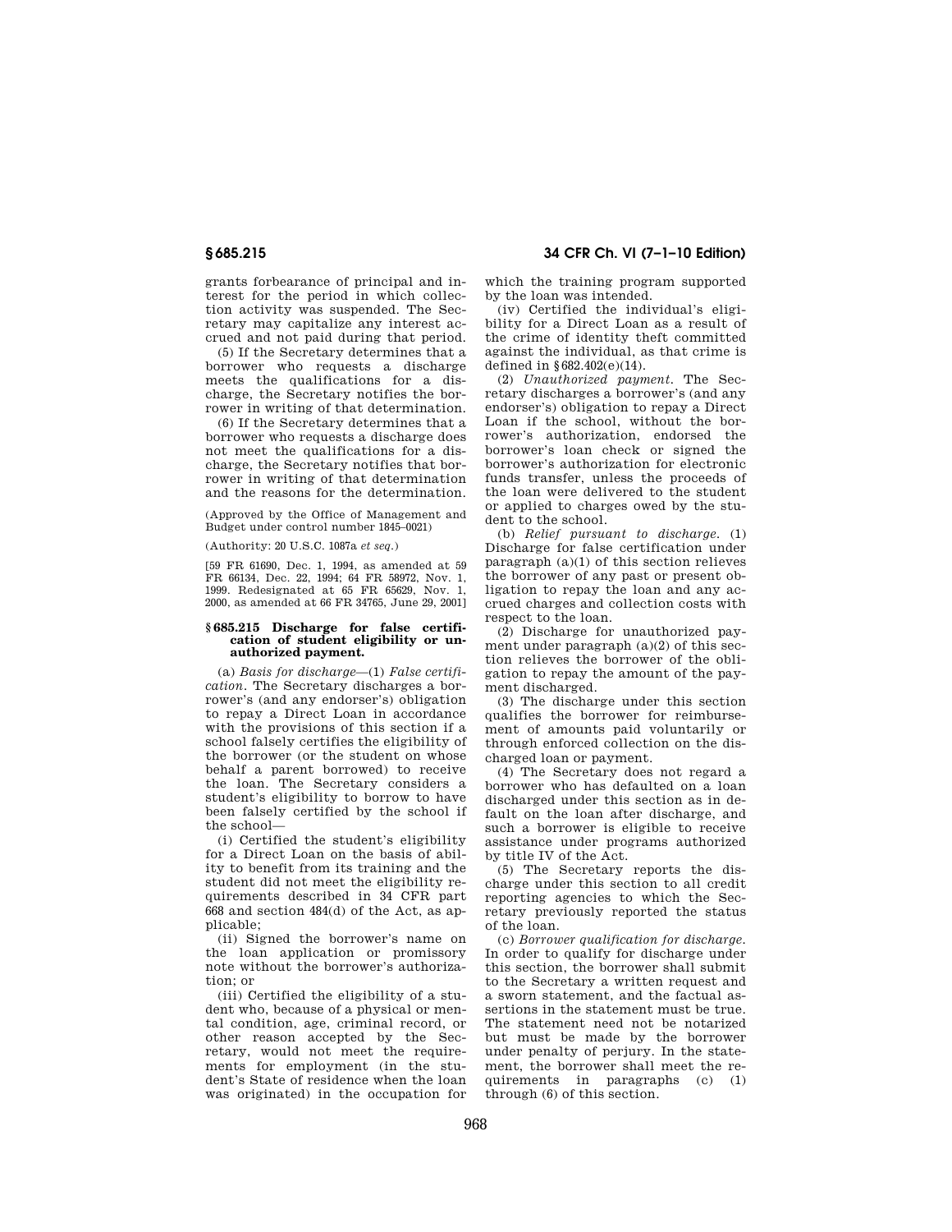grants forbearance of principal and interest for the period in which collection activity was suspended. The Secretary may capitalize any interest accrued and not paid during that period.

(5) If the Secretary determines that a borrower who requests a discharge meets the qualifications for a discharge, the Secretary notifies the borrower in writing of that determination.

(6) If the Secretary determines that a borrower who requests a discharge does not meet the qualifications for a discharge, the Secretary notifies that borrower in writing of that determination and the reasons for the determination.

(Approved by the Office of Management and Budget under control number 1845–0021)

(Authority: 20 U.S.C. 1087a *et seq.*)

[59 FR 61690, Dec. 1, 1994, as amended at 59 FR 66134, Dec. 22, 1994; 64 FR 58972, Nov. 1, 1999. Redesignated at 65 FR 65629, Nov. 1, 2000, as amended at 66 FR 34765, June 29, 2001]

### § 685.215 Discharge for false certification of student eligibility or unauthorized payment.

(a) *Basis for discharge*—(1) *False certification*. The Secretary discharges a borrower's (and any endorser's) obligation to repay a Direct Loan in accordance with the provisions of this section if a school falsely certifies the eligibility of the borrower (or the student on whose behalf a parent borrowed) to receive the loan. The Secretary considers a student's eligibility to borrow to have been falsely certified by the school if the school—

(i) Certified the student's eligibility for a Direct Loan on the basis of ability to benefit from its training and the student did not meet the eligibility requirements described in 34 CFR part 668 and section 484(d) of the Act, as applicable;

(ii) Signed the borrower's name on the loan application or promissory note without the borrower's authorization; or

(iii) Certified the eligibility of a student who, because of a physical or mental condition, age, criminal record, or other reason accepted by the Secretary, would not meet the requirements for employment (in the student's State of residence when the loan was originated) in the occupation for which the training program supported by the loan was intended.

(iv) Certified the individual's eligibility for a Direct Loan as a result of the crime of identity theft committed against the individual, as that crime is defined in § 682.402(e)(14).

(2) *Unauthorized payment*. The Secretary discharges a borrower's (and any endorser's) obligation to repay a Direct Loan if the school, without the borrower's authorization, endorsed the borrower's loan check or signed the borrower's authorization for electronic funds transfer, unless the proceeds of the loan were delivered to the student or applied to charges owed by the student to the school.

(b) *Relief pursuant to discharge*. (1) Discharge for false certification under paragraph (a)(1) of this section relieves the borrower of any past or present obligation to repay the loan and any accrued charges and collection costs with respect to the loan.

(2) Discharge for unauthorized payment under paragraph (a)(2) of this section relieves the borrower of the obligation to repay the amount of the payment discharged.

(3) The discharge under this section qualifies the borrower for reimbursement of amounts paid voluntarily or through enforced collection on the discharged loan or payment.

(4) The Secretary does not regard a borrower who has defaulted on a loan discharged under this section as in default on the loan after discharge, and such a borrower is eligible to receive assistance under programs authorized by title IV of the Act.

(5) The Secretary reports the discharge under this section to all credit reporting agencies to which the Secretary previously reported the status of the loan.

(c) *Borrower qualification for discharge*. In order to qualify for discharge under this section, the borrower shall submit to the Secretary a written request and a sworn statement, and the factual assertions in the statement must be true. The statement need not be notarized but must be made by the borrower under penalty of perjury. In the statement, the borrower shall meet the requirements in paragraphs (c) (1) through (6) of this section.